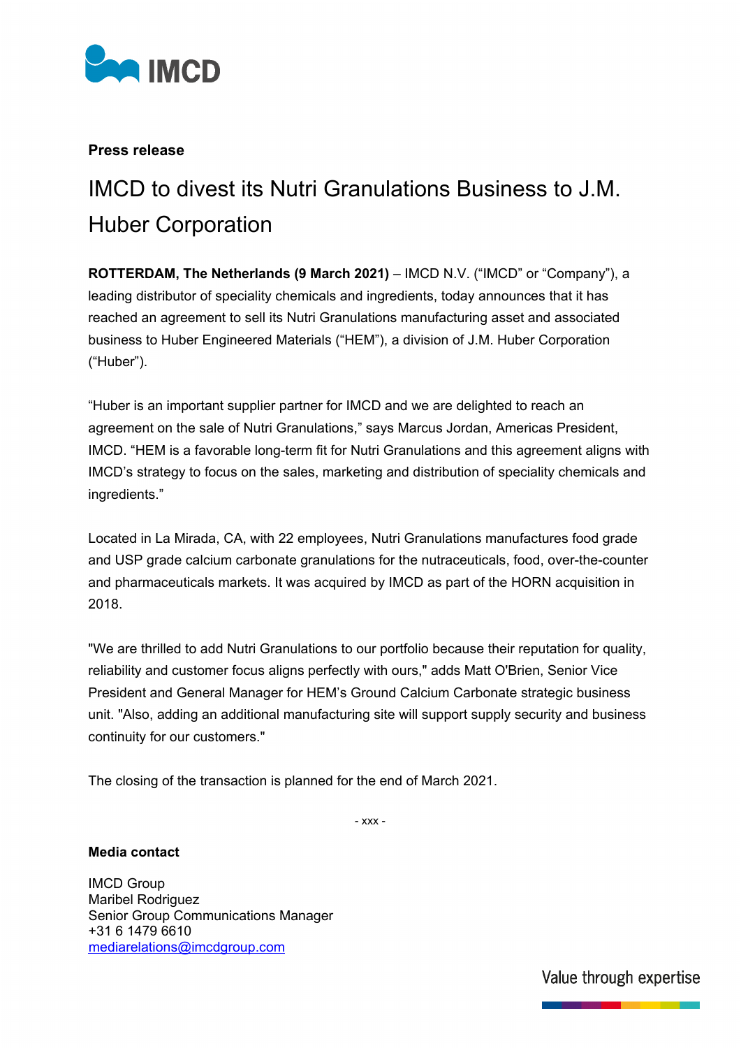**Press release**

# IMCD to divest its Nutri Granulations Business to J.M. Huber Corporation

**ROTTERDAM, The Netherlands (9 March 2021)** – IMCD N.V. ("IMCD" or "Company"), a leading distributor of speciality chemicals and ingredients, today announces that it has reached an agreement to sell its Nutri Granulations manufacturing asset and associated business to Huber Engineered Materials ("HEM"), a division of J.M. Huber Corporation ("Huber").

"Huber is an important supplier partner for IMCD and we are delighted to reach an agreement on the sale of Nutri Granulations," says Marcus Jordan, Americas President, IMCD. "HEM is a favorable long-term fit for Nutri Granulations and this agreement aligns with IMCD's strategy to focus on the sales, marketing and distribution of speciality chemicals and ingredients."

Located in La Mirada, CA, with 22 employees, Nutri Granulations manufactures food grade and USP grade calcium carbonate granulations for the nutraceuticals, food, over-the-counter and pharmaceuticals markets. It was acquired by IMCD as part of the HORN acquisition in 2018.

"We are thrilled to add Nutri Granulations to our portfolio because their reputation for quality, reliability and customer focus aligns perfectly with ours," adds Matt O'Brien, Senior Vice President and General Manager for HEM's Ground Calcium Carbonate strategic business unit. "Also, adding an additional manufacturing site will support supply security and business continuity for our customers."

The closing of the transaction is planned for the end of March 2021.

- xxx -

**Media contact**

IMCD Group
Maribel Rodriguez
Senior Group Communications Manager
+31 6 1479 6610
mediarelations@imcdgroup.com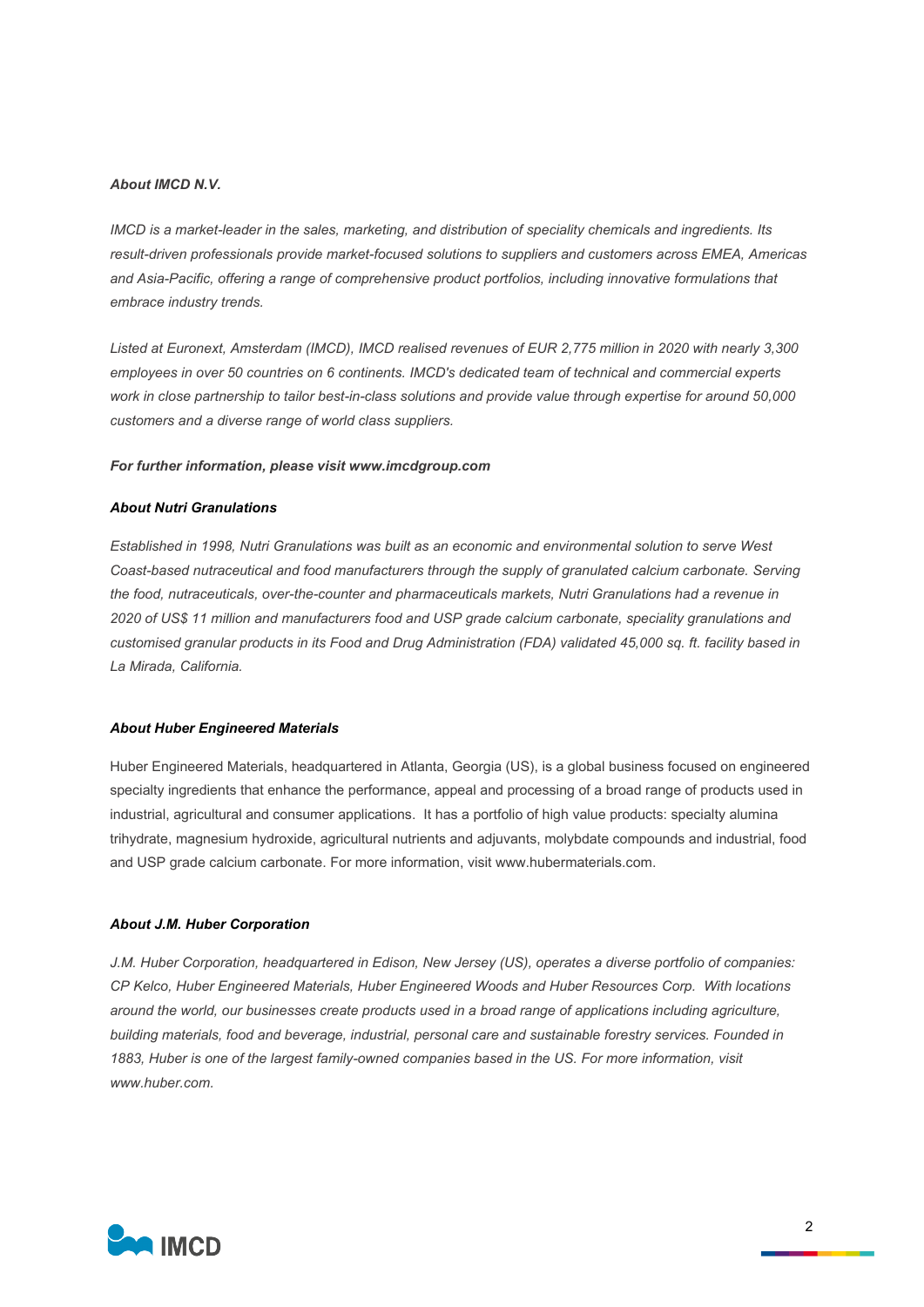***About IMCD N.V.***

*IMCD is a market-leader in the sales, marketing, and distribution of speciality chemicals and ingredients. Its result-driven professionals provide market-focused solutions to suppliers and customers across EMEA, Americas and Asia-Pacific, offering a range of comprehensive product portfolios, including innovative formulations that embrace industry trends.*

*Listed at Euronext, Amsterdam (IMCD), IMCD realised revenues of EUR 2,775 million in 2020 with nearly 3,300 employees in over 50 countries on 6 continents. IMCD's dedicated team of technical and commercial experts work in close partnership to tailor best-in-class solutions and provide value through expertise for around 50,000 customers and a diverse range of world class suppliers.*

***For further information, please visit www.imcdgroup.com***

***About Nutri Granulations***

*Established in 1998, Nutri Granulations was built as an economic and environmental solution to serve West Coast-based nutraceutical and food manufacturers through the supply of granulated calcium carbonate. Serving the food, nutraceuticals, over-the-counter and pharmaceuticals markets, Nutri Granulations had a revenue in 2020 of US$ 11 million and manufacturers food and USP grade calcium carbonate, speciality granulations and customised granular products in its Food and Drug Administration (FDA) validated 45,000 sq. ft. facility based in La Mirada, California.*

***About Huber Engineered Materials***

Huber Engineered Materials, headquartered in Atlanta, Georgia (US), is a global business focused on engineered specialty ingredients that enhance the performance, appeal and processing of a broad range of products used in industrial, agricultural and consumer applications. It has a portfolio of high value products: specialty alumina trihydrate, magnesium hydroxide, agricultural nutrients and adjuvants, molybdate compounds and industrial, food and USP grade calcium carbonate. For more information, visit www.hubermaterials.com.

***About J.M. Huber Corporation***

*J.M. Huber Corporation, headquartered in Edison, New Jersey (US), operates a diverse portfolio of companies: CP Kelco, Huber Engineered Materials, Huber Engineered Woods and Huber Resources Corp. With locations around the world, our businesses create products used in a broad range of applications including agriculture, building materials, food and beverage, industrial, personal care and sustainable forestry services. Founded in 1883, Huber is one of the largest family-owned companies based in the US. For more information, visit www.huber.com.*